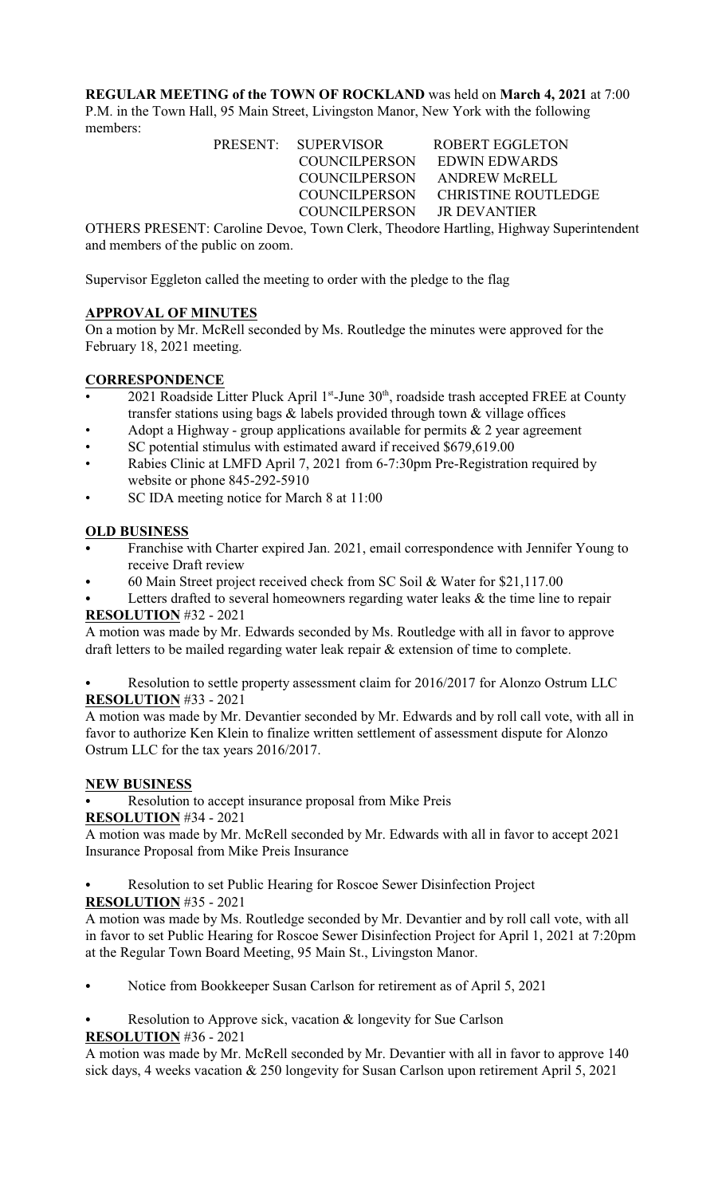**REGULAR MEETING of the TOWN OF ROCKLAND** was held on **March 4, 2021** at 7:00 P.M. in the Town Hall, 95 Main Street, Livingston Manor, New York with the following members:

PRESENT: SUPERVISOR ROBERT EGGLETON
COUNCILPERSON EDWIN EDWARDS
COUNCILPERSON ANDREW McRELL
COUNCILPERSON CHRISTINE ROUTLEDGE
COUNCILPERSON JR DEVANTIER

OTHERS PRESENT: Caroline Devoe, Town Clerk, Theodore Hartling, Highway Superintendent and members of the public on zoom.

Supervisor Eggleton called the meeting to order with the pledge to the flag

## APPROVAL OF MINUTES

On a motion by Mr. McRell seconded by Ms. Routledge the minutes were approved for the February 18, 2021 meeting.

## CORRESPONDENCE

- 2021 Roadside Litter Pluck April 1st-June 30th, roadside trash accepted FREE at County transfer stations using bags & labels provided through town & village offices
- Adopt a Highway - group applications available for permits & 2 year agreement
- SC potential stimulus with estimated award if received $679,619.00
- Rabies Clinic at LMFD April 7, 2021 from 6-7:30pm Pre-Registration required by website or phone 845-292-5910
- SC IDA meeting notice for March 8 at 11:00

## OLD BUSINESS

- Franchise with Charter expired Jan. 2021, email correspondence with Jennifer Young to receive Draft review
- 60 Main Street project received check from SC Soil & Water for $21,117.00
- Letters drafted to several homeowners regarding water leaks & the time line to repair

**RESOLUTION** #32 - 2021

A motion was made by Mr. Edwards seconded by Ms. Routledge with all in favor to approve draft letters to be mailed regarding water leak repair & extension of time to complete.

- Resolution to settle property assessment claim for 2016/2017 for Alonzo Ostrum LLC

**RESOLUTION** #33 - 2021

A motion was made by Mr. Devantier seconded by Mr. Edwards and by roll call vote, with all in favor to authorize Ken Klein to finalize written settlement of assessment dispute for Alonzo Ostrum LLC for the tax years 2016/2017.

## NEW BUSINESS

- Resolution to accept insurance proposal from Mike Preis

**RESOLUTION** #34 - 2021

A motion was made by Mr. McRell seconded by Mr. Edwards with all in favor to accept 2021 Insurance Proposal from Mike Preis Insurance

- Resolution to set Public Hearing for Roscoe Sewer Disinfection Project

**RESOLUTION** #35 - 2021

A motion was made by Ms. Routledge seconded by Mr. Devantier and by roll call vote, with all in favor to set Public Hearing for Roscoe Sewer Disinfection Project for April 1, 2021 at 7:20pm at the Regular Town Board Meeting, 95 Main St., Livingston Manor.

- Notice from Bookkeeper Susan Carlson for retirement as of April 5, 2021

- Resolution to Approve sick, vacation & longevity for Sue Carlson

**RESOLUTION** #36 - 2021

A motion was made by Mr. McRell seconded by Mr. Devantier with all in favor to approve 140 sick days, 4 weeks vacation & 250 longevity for Susan Carlson upon retirement April 5, 2021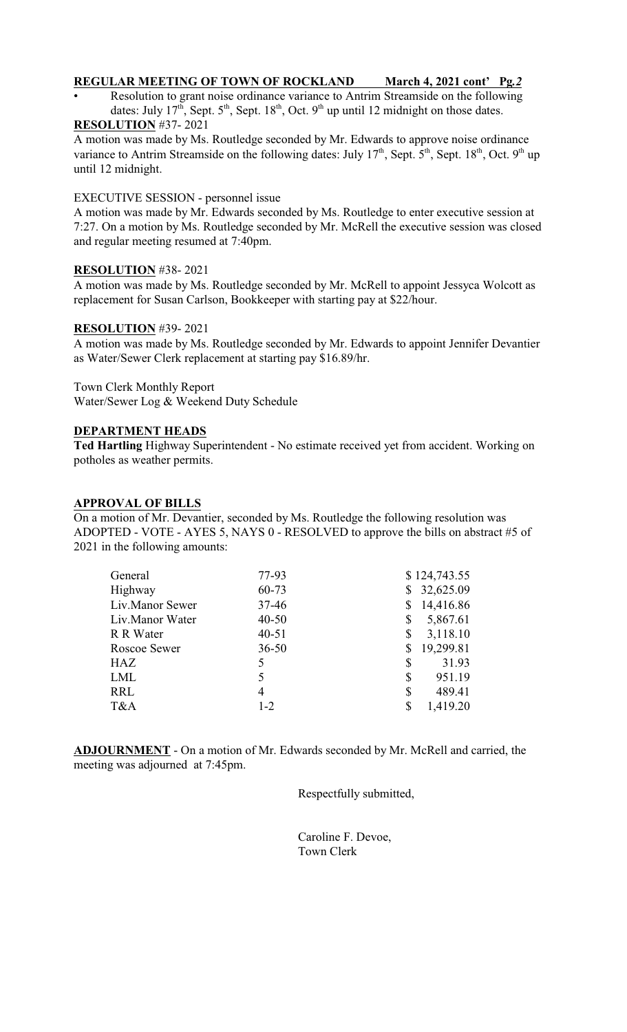**REGULAR MEETING OF TOWN OF ROCKLAND        March 4, 2021 cont' Pg.*2***

- Resolution to grant noise ordinance variance to Antrim Streamside on the following dates: July 17th, Sept. 5th, Sept. 18th, Oct. 9th up until 12 midnight on those dates.

**RESOLUTION** #37- 2021

A motion was made by Ms. Routledge seconded by Mr. Edwards to approve noise ordinance variance to Antrim Streamside on the following dates: July 17th, Sept. 5th, Sept. 18th, Oct. 9th up until 12 midnight.

EXECUTIVE SESSION - personnel issue

A motion was made by Mr. Edwards seconded by Ms. Routledge to enter executive session at 7:27. On a motion by Ms. Routledge seconded by Mr. McRell the executive session was closed and regular meeting resumed at 7:40pm.

**RESOLUTION** #38- 2021

A motion was made by Ms. Routledge seconded by Mr. McRell to appoint Jessyca Wolcott as replacement for Susan Carlson, Bookkeeper with starting pay at $22/hour.

**RESOLUTION** #39- 2021

A motion was made by Ms. Routledge seconded by Mr. Edwards to appoint Jennifer Devantier as Water/Sewer Clerk replacement at starting pay $16.89/hr.

Town Clerk Monthly Report
Water/Sewer Log & Weekend Duty Schedule

**DEPARTMENT HEADS**

**Ted Hartling** Highway Superintendent - No estimate received yet from accident. Working on potholes as weather permits.

**APPROVAL OF BILLS**

On a motion of Mr. Devantier, seconded by Ms. Routledge the following resolution was ADOPTED - VOTE - AYES 5, NAYS 0 - RESOLVED to approve the bills on abstract #5 of 2021 in the following amounts:

| | | |
|---|---|---|
| General | 77-93 | $ 124,743.55 |
| Highway | 60-73 | $ 32,625.09 |
| Liv.Manor Sewer | 37-46 | $ 14,416.86 |
| Liv.Manor Water | 40-50 | $ 5,867.61 |
| R R Water | 40-51 | $ 3,118.10 |
| Roscoe Sewer | 36-50 | $ 19,299.81 |
| HAZ | 5 | $ 31.93 |
| LML | 5 | $ 951.19 |
| RRL | 4 | $ 489.41 |
| T&A | 1-2 | $ 1,419.20 |

**ADJOURNMENT** - On a motion of Mr. Edwards seconded by Mr. McRell and carried, the meeting was adjourned at 7:45pm.

Respectfully submitted,

Caroline F. Devoe,
Town Clerk